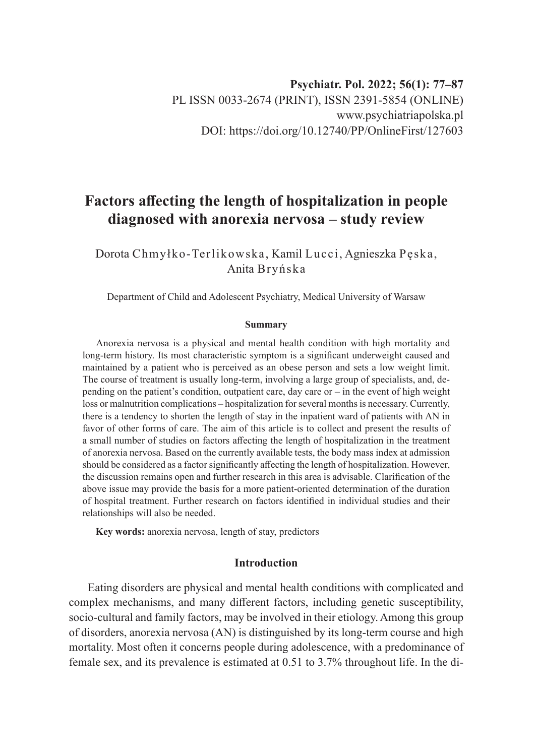Psychiatr. Pol. 2022; 56(1): 77–87
PL ISSN 0033-2674 (PRINT), ISSN 2391-5854 (ONLINE)
www.psychiatriapolska.pl
DOI: https://doi.org/10.12740/PP/OnlineFirst/127603

# Factors affecting the length of hospitalization in people diagnosed with anorexia nervosa – study review

Dorota Chmyłko-Terlikowska, Kamil Lucci, Agnieszka Pęska, Anita Bryńska

Department of Child and Adolescent Psychiatry, Medical University of Warsaw

### Summary

Anorexia nervosa is a physical and mental health condition with high mortality and long-term history. Its most characteristic symptom is a significant underweight caused and maintained by a patient who is perceived as an obese person and sets a low weight limit. The course of treatment is usually long-term, involving a large group of specialists, and, depending on the patient's condition, outpatient care, day care or – in the event of high weight loss or malnutrition complications – hospitalization for several months is necessary. Currently, there is a tendency to shorten the length of stay in the inpatient ward of patients with AN in favor of other forms of care. The aim of this article is to collect and present the results of a small number of studies on factors affecting the length of hospitalization in the treatment of anorexia nervosa. Based on the currently available tests, the body mass index at admission should be considered as a factor significantly affecting the length of hospitalization. However, the discussion remains open and further research in this area is advisable. Clarification of the above issue may provide the basis for a more patient-oriented determination of the duration of hospital treatment. Further research on factors identified in individual studies and their relationships will also be needed.

**Key words:** anorexia nervosa, length of stay, predictors

## Introduction

Eating disorders are physical and mental health conditions with complicated and complex mechanisms, and many different factors, including genetic susceptibility, socio-cultural and family factors, may be involved in their etiology. Among this group of disorders, anorexia nervosa (AN) is distinguished by its long-term course and high mortality. Most often it concerns people during adolescence, with a predominance of female sex, and its prevalence is estimated at 0.51 to 3.7% throughout life. In the di-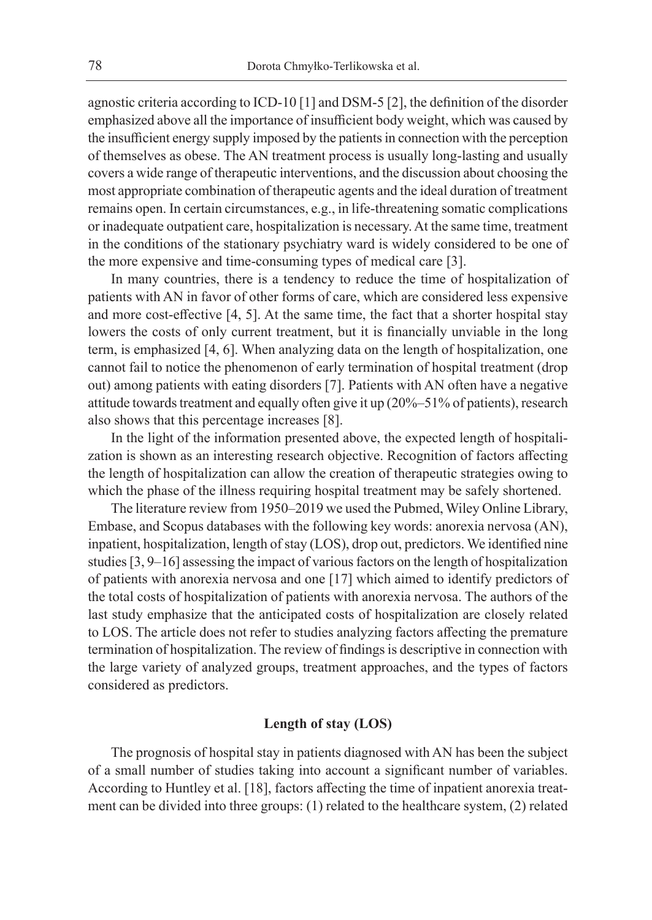agnostic criteria according to ICD-10 [1] and DSM-5 [2], the definition of the disorder emphasized above all the importance of insufficient body weight, which was caused by the insufficient energy supply imposed by the patients in connection with the perception of themselves as obese. The AN treatment process is usually long-lasting and usually covers a wide range of therapeutic interventions, and the discussion about choosing the most appropriate combination of therapeutic agents and the ideal duration of treatment remains open. In certain circumstances, e.g., in life-threatening somatic complications or inadequate outpatient care, hospitalization is necessary. At the same time, treatment in the conditions of the stationary psychiatry ward is widely considered to be one of the more expensive and time-consuming types of medical care [3].

In many countries, there is a tendency to reduce the time of hospitalization of patients with AN in favor of other forms of care, which are considered less expensive and more cost-effective [4, 5]. At the same time, the fact that a shorter hospital stay lowers the costs of only current treatment, but it is financially unviable in the long term, is emphasized [4, 6]. When analyzing data on the length of hospitalization, one cannot fail to notice the phenomenon of early termination of hospital treatment (drop out) among patients with eating disorders [7]. Patients with AN often have a negative attitude towards treatment and equally often give it up (20%–51% of patients), research also shows that this percentage increases [8].

In the light of the information presented above, the expected length of hospitalization is shown as an interesting research objective. Recognition of factors affecting the length of hospitalization can allow the creation of therapeutic strategies owing to which the phase of the illness requiring hospital treatment may be safely shortened.

The literature review from 1950–2019 we used the Pubmed, Wiley Online Library, Embase, and Scopus databases with the following key words: anorexia nervosa (AN), inpatient, hospitalization, length of stay (LOS), drop out, predictors. We identified nine studies [3, 9–16] assessing the impact of various factors on the length of hospitalization of patients with anorexia nervosa and one [17] which aimed to identify predictors of the total costs of hospitalization of patients with anorexia nervosa. The authors of the last study emphasize that the anticipated costs of hospitalization are closely related to LOS. The article does not refer to studies analyzing factors affecting the premature termination of hospitalization. The review of findings is descriptive in connection with the large variety of analyzed groups, treatment approaches, and the types of factors considered as predictors.

## Length of stay (LOS)

The prognosis of hospital stay in patients diagnosed with AN has been the subject of a small number of studies taking into account a significant number of variables. According to Huntley et al. [18], factors affecting the time of inpatient anorexia treatment can be divided into three groups: (1) related to the healthcare system, (2) related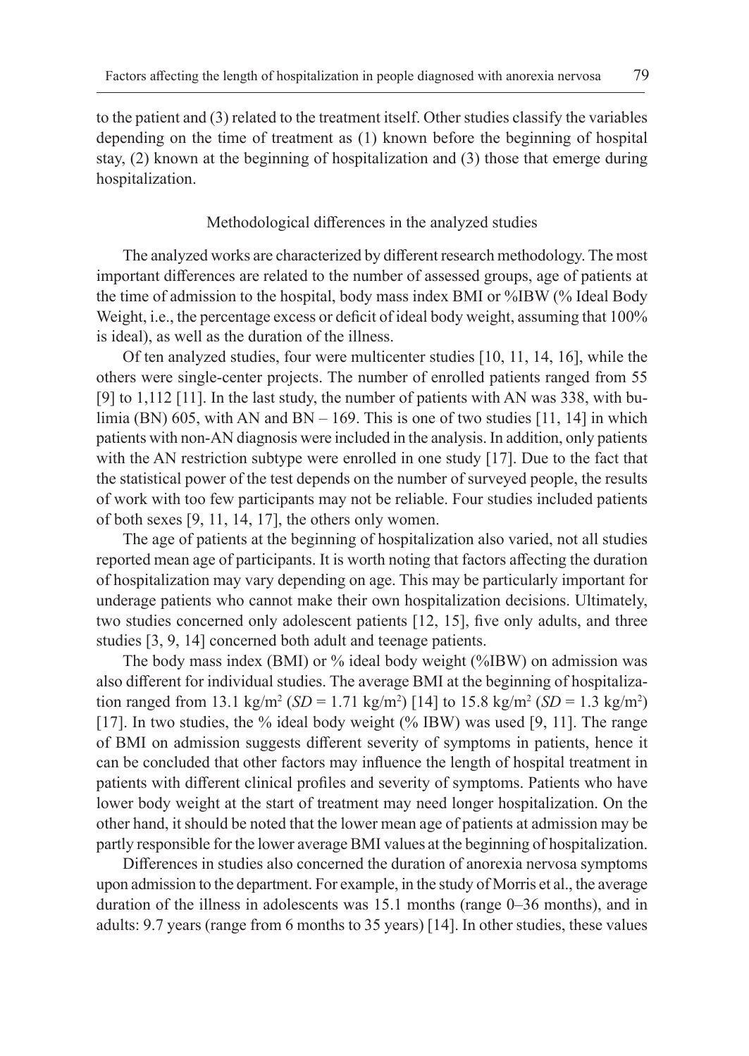to the patient and (3) related to the treatment itself. Other studies classify the variables depending on the time of treatment as (1) known before the beginning of hospital stay, (2) known at the beginning of hospitalization and (3) those that emerge during hospitalization.

## Methodological differences in the analyzed studies

The analyzed works are characterized by different research methodology. The most important differences are related to the number of assessed groups, age of patients at the time of admission to the hospital, body mass index BMI or %IBW (% Ideal Body Weight, i.e., the percentage excess or deficit of ideal body weight, assuming that 100% is ideal), as well as the duration of the illness.

Of ten analyzed studies, four were multicenter studies [10, 11, 14, 16], while the others were single-center projects. The number of enrolled patients ranged from 55 [9] to 1,112 [11]. In the last study, the number of patients with AN was 338, with bulimia (BN) 605, with AN and BN – 169. This is one of two studies [11, 14] in which patients with non-AN diagnosis were included in the analysis. In addition, only patients with the AN restriction subtype were enrolled in one study [17]. Due to the fact that the statistical power of the test depends on the number of surveyed people, the results of work with too few participants may not be reliable. Four studies included patients of both sexes [9, 11, 14, 17], the others only women.

The age of patients at the beginning of hospitalization also varied, not all studies reported mean age of participants. It is worth noting that factors affecting the duration of hospitalization may vary depending on age. This may be particularly important for underage patients who cannot make their own hospitalization decisions. Ultimately, two studies concerned only adolescent patients [12, 15], five only adults, and three studies [3, 9, 14] concerned both adult and teenage patients.

The body mass index (BMI) or % ideal body weight (%IBW) on admission was also different for individual studies. The average BMI at the beginning of hospitalization ranged from 13.1 kg/m$^2$ ($SD$ = 1.71 kg/m$^2$) [14] to 15.8 kg/m$^2$ ($SD$ = 1.3 kg/m$^2$) [17]. In two studies, the % ideal body weight (% IBW) was used [9, 11]. The range of BMI on admission suggests different severity of symptoms in patients, hence it can be concluded that other factors may influence the length of hospital treatment in patients with different clinical profiles and severity of symptoms. Patients who have lower body weight at the start of treatment may need longer hospitalization. On the other hand, it should be noted that the lower mean age of patients at admission may be partly responsible for the lower average BMI values at the beginning of hospitalization.

Differences in studies also concerned the duration of anorexia nervosa symptoms upon admission to the department. For example, in the study of Morris et al., the average duration of the illness in adolescents was 15.1 months (range 0–36 months), and in adults: 9.7 years (range from 6 months to 35 years) [14]. In other studies, these values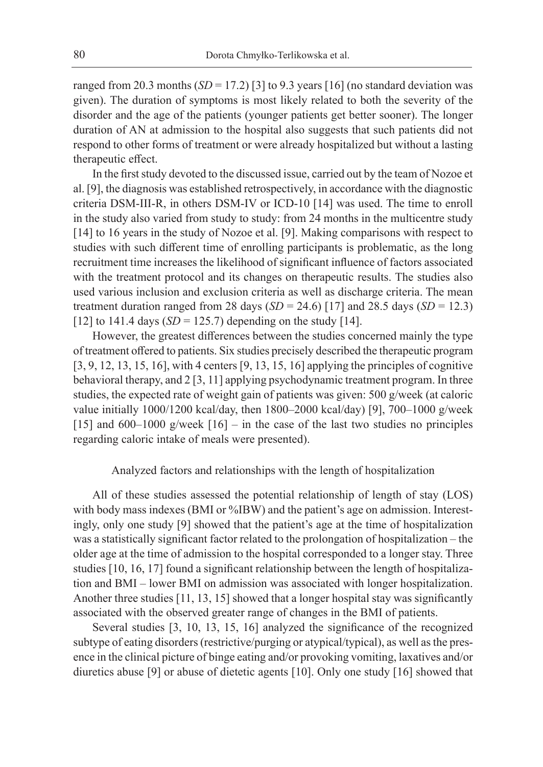ranged from 20.3 months (*SD* = 17.2) [3] to 9.3 years [16] (no standard deviation was given). The duration of symptoms is most likely related to both the severity of the disorder and the age of the patients (younger patients get better sooner). The longer duration of AN at admission to the hospital also suggests that such patients did not respond to other forms of treatment or were already hospitalized but without a lasting therapeutic effect.

In the first study devoted to the discussed issue, carried out by the team of Nozoe et al. [9], the diagnosis was established retrospectively, in accordance with the diagnostic criteria DSM-III-R, in others DSM-IV or ICD-10 [14] was used. The time to enroll in the study also varied from study to study: from 24 months in the multicentre study [14] to 16 years in the study of Nozoe et al. [9]. Making comparisons with respect to studies with such different time of enrolling participants is problematic, as the long recruitment time increases the likelihood of significant influence of factors associated with the treatment protocol and its changes on therapeutic results. The studies also used various inclusion and exclusion criteria as well as discharge criteria. The mean treatment duration ranged from 28 days (*SD* = 24.6) [17] and 28.5 days (*SD* = 12.3) [12] to 141.4 days (*SD* = 125.7) depending on the study [14].

However, the greatest differences between the studies concerned mainly the type of treatment offered to patients. Six studies precisely described the therapeutic program [3, 9, 12, 13, 15, 16], with 4 centers [9, 13, 15, 16] applying the principles of cognitive behavioral therapy, and 2 [3, 11] applying psychodynamic treatment program. In three studies, the expected rate of weight gain of patients was given: 500 g/week (at caloric value initially 1000/1200 kcal/day, then 1800–2000 kcal/day) [9], 700–1000 g/week [15] and 600–1000 g/week [16] – in the case of the last two studies no principles regarding caloric intake of meals were presented).

### Analyzed factors and relationships with the length of hospitalization

All of these studies assessed the potential relationship of length of stay (LOS) with body mass indexes (BMI or %IBW) and the patient's age on admission. Interestingly, only one study [9] showed that the patient's age at the time of hospitalization was a statistically significant factor related to the prolongation of hospitalization – the older age at the time of admission to the hospital corresponded to a longer stay. Three studies [10, 16, 17] found a significant relationship between the length of hospitalization and BMI – lower BMI on admission was associated with longer hospitalization. Another three studies [11, 13, 15] showed that a longer hospital stay was significantly associated with the observed greater range of changes in the BMI of patients.

Several studies [3, 10, 13, 15, 16] analyzed the significance of the recognized subtype of eating disorders (restrictive/purging or atypical/typical), as well as the presence in the clinical picture of binge eating and/or provoking vomiting, laxatives and/or diuretics abuse [9] or abuse of dietetic agents [10]. Only one study [16] showed that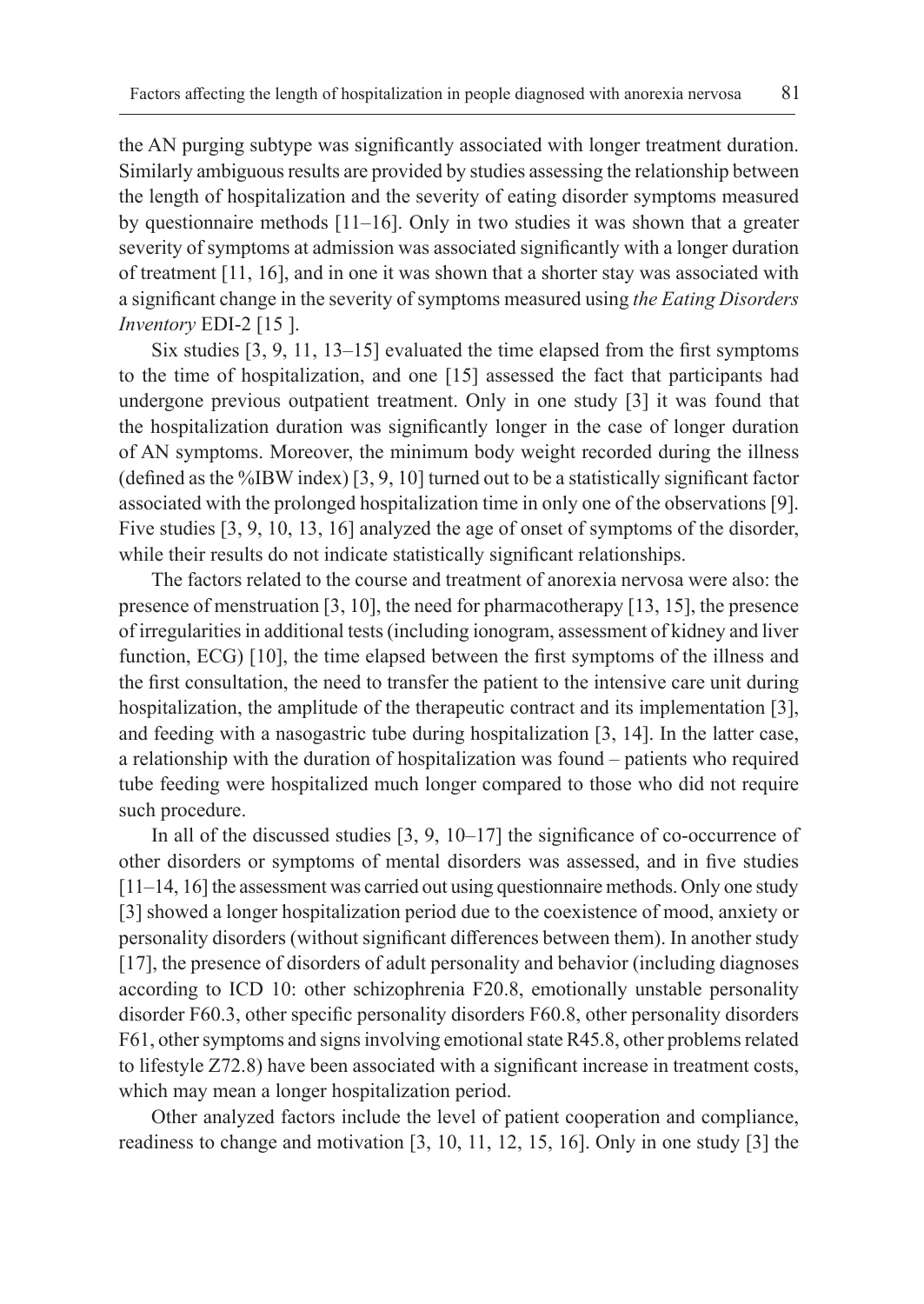the AN purging subtype was significantly associated with longer treatment duration. Similarly ambiguous results are provided by studies assessing the relationship between the length of hospitalization and the severity of eating disorder symptoms measured by questionnaire methods [11–16]. Only in two studies it was shown that a greater severity of symptoms at admission was associated significantly with a longer duration of treatment [11, 16], and in one it was shown that a shorter stay was associated with a significant change in the severity of symptoms measured using *the Eating Disorders Inventory* EDI-2 [15 ].

Six studies [3, 9, 11, 13–15] evaluated the time elapsed from the first symptoms to the time of hospitalization, and one [15] assessed the fact that participants had undergone previous outpatient treatment. Only in one study [3] it was found that the hospitalization duration was significantly longer in the case of longer duration of AN symptoms. Moreover, the minimum body weight recorded during the illness (defined as the %IBW index) [3, 9, 10] turned out to be a statistically significant factor associated with the prolonged hospitalization time in only one of the observations [9]. Five studies [3, 9, 10, 13, 16] analyzed the age of onset of symptoms of the disorder, while their results do not indicate statistically significant relationships.

The factors related to the course and treatment of anorexia nervosa were also: the presence of menstruation [3, 10], the need for pharmacotherapy [13, 15], the presence of irregularities in additional tests (including ionogram, assessment of kidney and liver function, ECG) [10], the time elapsed between the first symptoms of the illness and the first consultation, the need to transfer the patient to the intensive care unit during hospitalization, the amplitude of the therapeutic contract and its implementation [3], and feeding with a nasogastric tube during hospitalization [3, 14]. In the latter case, a relationship with the duration of hospitalization was found – patients who required tube feeding were hospitalized much longer compared to those who did not require such procedure.

In all of the discussed studies [3, 9, 10–17] the significance of co-occurrence of other disorders or symptoms of mental disorders was assessed, and in five studies [11–14, 16] the assessment was carried out using questionnaire methods. Only one study [3] showed a longer hospitalization period due to the coexistence of mood, anxiety or personality disorders (without significant differences between them). In another study [17], the presence of disorders of adult personality and behavior (including diagnoses according to ICD 10: other schizophrenia F20.8, emotionally unstable personality disorder F60.3, other specific personality disorders F60.8, other personality disorders F61, other symptoms and signs involving emotional state R45.8, other problems related to lifestyle Z72.8) have been associated with a significant increase in treatment costs, which may mean a longer hospitalization period.

Other analyzed factors include the level of patient cooperation and compliance, readiness to change and motivation [3, 10, 11, 12, 15, 16]. Only in one study [3] the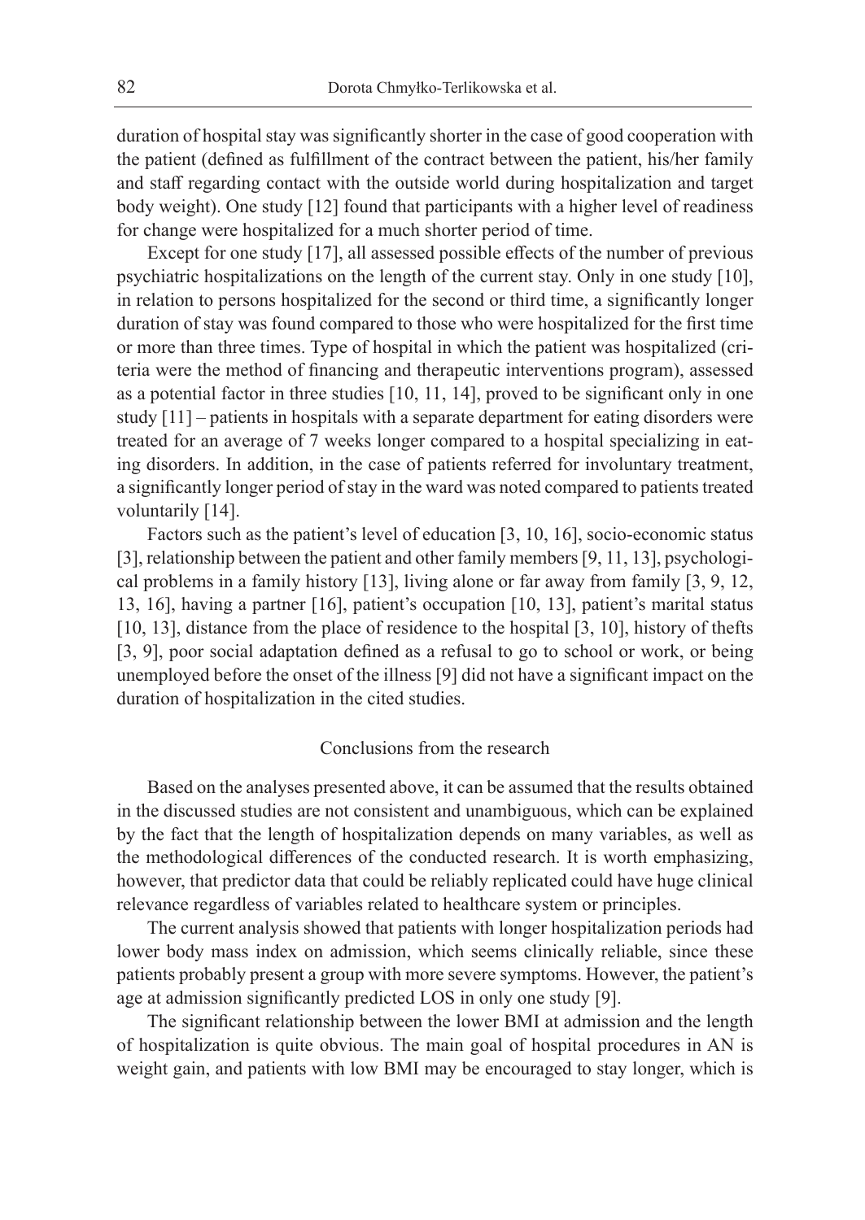duration of hospital stay was significantly shorter in the case of good cooperation with the patient (defined as fulfillment of the contract between the patient, his/her family and staff regarding contact with the outside world during hospitalization and target body weight). One study [12] found that participants with a higher level of readiness for change were hospitalized for a much shorter period of time.

Except for one study [17], all assessed possible effects of the number of previous psychiatric hospitalizations on the length of the current stay. Only in one study [10], in relation to persons hospitalized for the second or third time, a significantly longer duration of stay was found compared to those who were hospitalized for the first time or more than three times. Type of hospital in which the patient was hospitalized (criteria were the method of financing and therapeutic interventions program), assessed as a potential factor in three studies [10, 11, 14], proved to be significant only in one study [11] – patients in hospitals with a separate department for eating disorders were treated for an average of 7 weeks longer compared to a hospital specializing in eating disorders. In addition, in the case of patients referred for involuntary treatment, a significantly longer period of stay in the ward was noted compared to patients treated voluntarily [14].

Factors such as the patient's level of education [3, 10, 16], socio-economic status [3], relationship between the patient and other family members [9, 11, 13], psychological problems in a family history [13], living alone or far away from family [3, 9, 12, 13, 16], having a partner [16], patient's occupation [10, 13], patient's marital status [10, 13], distance from the place of residence to the hospital [3, 10], history of thefts [3, 9], poor social adaptation defined as a refusal to go to school or work, or being unemployed before the onset of the illness [9] did not have a significant impact on the duration of hospitalization in the cited studies.

## Conclusions from the research

Based on the analyses presented above, it can be assumed that the results obtained in the discussed studies are not consistent and unambiguous, which can be explained by the fact that the length of hospitalization depends on many variables, as well as the methodological differences of the conducted research. It is worth emphasizing, however, that predictor data that could be reliably replicated could have huge clinical relevance regardless of variables related to healthcare system or principles.

The current analysis showed that patients with longer hospitalization periods had lower body mass index on admission, which seems clinically reliable, since these patients probably present a group with more severe symptoms. However, the patient's age at admission significantly predicted LOS in only one study [9].

The significant relationship between the lower BMI at admission and the length of hospitalization is quite obvious. The main goal of hospital procedures in AN is weight gain, and patients with low BMI may be encouraged to stay longer, which is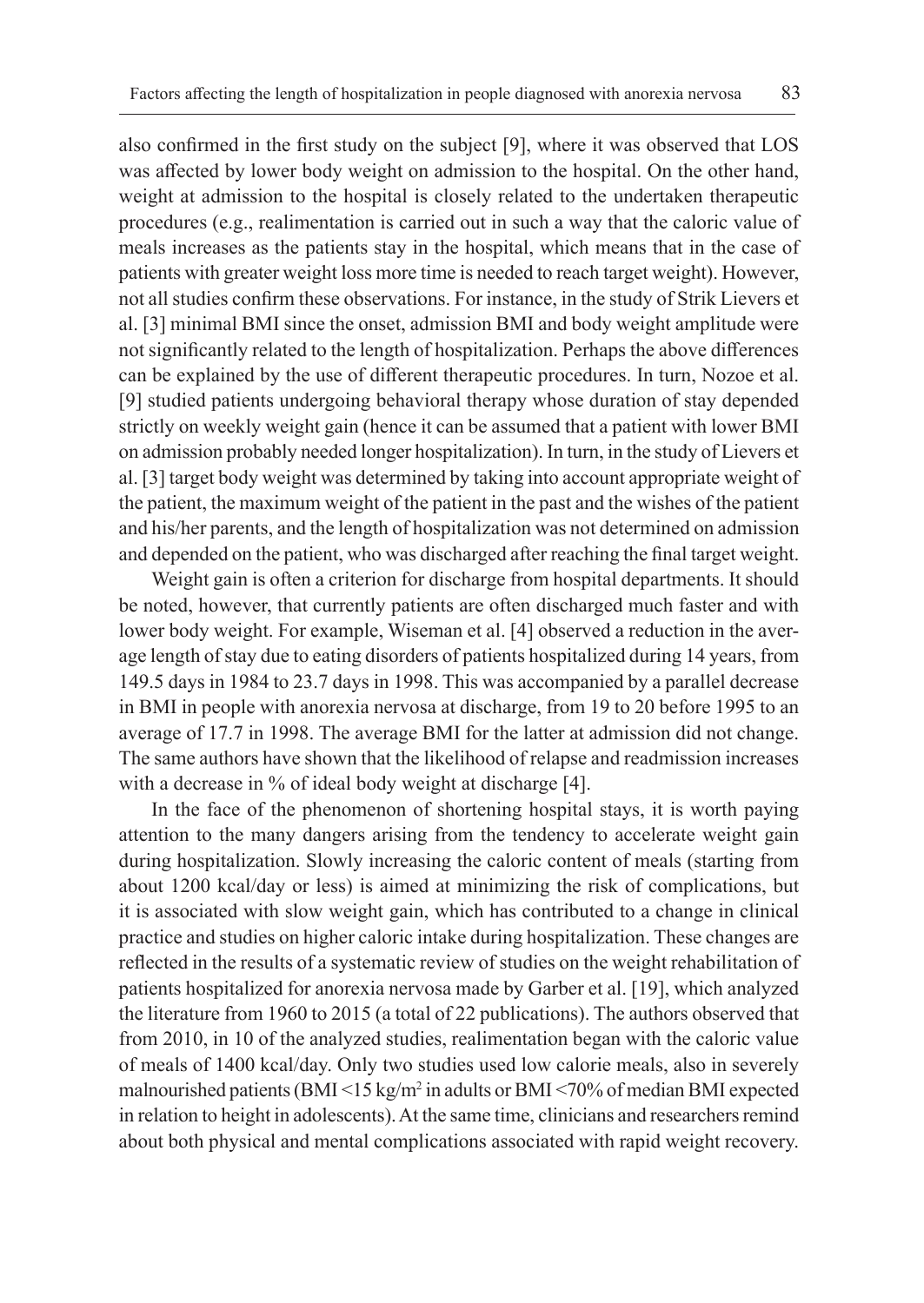also confirmed in the first study on the subject [9], where it was observed that LOS was affected by lower body weight on admission to the hospital. On the other hand, weight at admission to the hospital is closely related to the undertaken therapeutic procedures (e.g., realimentation is carried out in such a way that the caloric value of meals increases as the patients stay in the hospital, which means that in the case of patients with greater weight loss more time is needed to reach target weight). However, not all studies confirm these observations. For instance, in the study of Strik Lievers et al. [3] minimal BMI since the onset, admission BMI and body weight amplitude were not significantly related to the length of hospitalization. Perhaps the above differences can be explained by the use of different therapeutic procedures. In turn, Nozoe et al. [9] studied patients undergoing behavioral therapy whose duration of stay depended strictly on weekly weight gain (hence it can be assumed that a patient with lower BMI on admission probably needed longer hospitalization). In turn, in the study of Lievers et al. [3] target body weight was determined by taking into account appropriate weight of the patient, the maximum weight of the patient in the past and the wishes of the patient and his/her parents, and the length of hospitalization was not determined on admission and depended on the patient, who was discharged after reaching the final target weight.

Weight gain is often a criterion for discharge from hospital departments. It should be noted, however, that currently patients are often discharged much faster and with lower body weight. For example, Wiseman et al. [4] observed a reduction in the average length of stay due to eating disorders of patients hospitalized during 14 years, from 149.5 days in 1984 to 23.7 days in 1998. This was accompanied by a parallel decrease in BMI in people with anorexia nervosa at discharge, from 19 to 20 before 1995 to an average of 17.7 in 1998. The average BMI for the latter at admission did not change. The same authors have shown that the likelihood of relapse and readmission increases with a decrease in % of ideal body weight at discharge [4].

In the face of the phenomenon of shortening hospital stays, it is worth paying attention to the many dangers arising from the tendency to accelerate weight gain during hospitalization. Slowly increasing the caloric content of meals (starting from about 1200 kcal/day or less) is aimed at minimizing the risk of complications, but it is associated with slow weight gain, which has contributed to a change in clinical practice and studies on higher caloric intake during hospitalization. These changes are reflected in the results of a systematic review of studies on the weight rehabilitation of patients hospitalized for anorexia nervosa made by Garber et al. [19], which analyzed the literature from 1960 to 2015 (a total of 22 publications). The authors observed that from 2010, in 10 of the analyzed studies, realimentation began with the caloric value of meals of 1400 kcal/day. Only two studies used low calorie meals, also in severely malnourished patients (BMI <15 kg/m$^2$ in adults or BMI <70% of median BMI expected in relation to height in adolescents). At the same time, clinicians and researchers remind about both physical and mental complications associated with rapid weight recovery.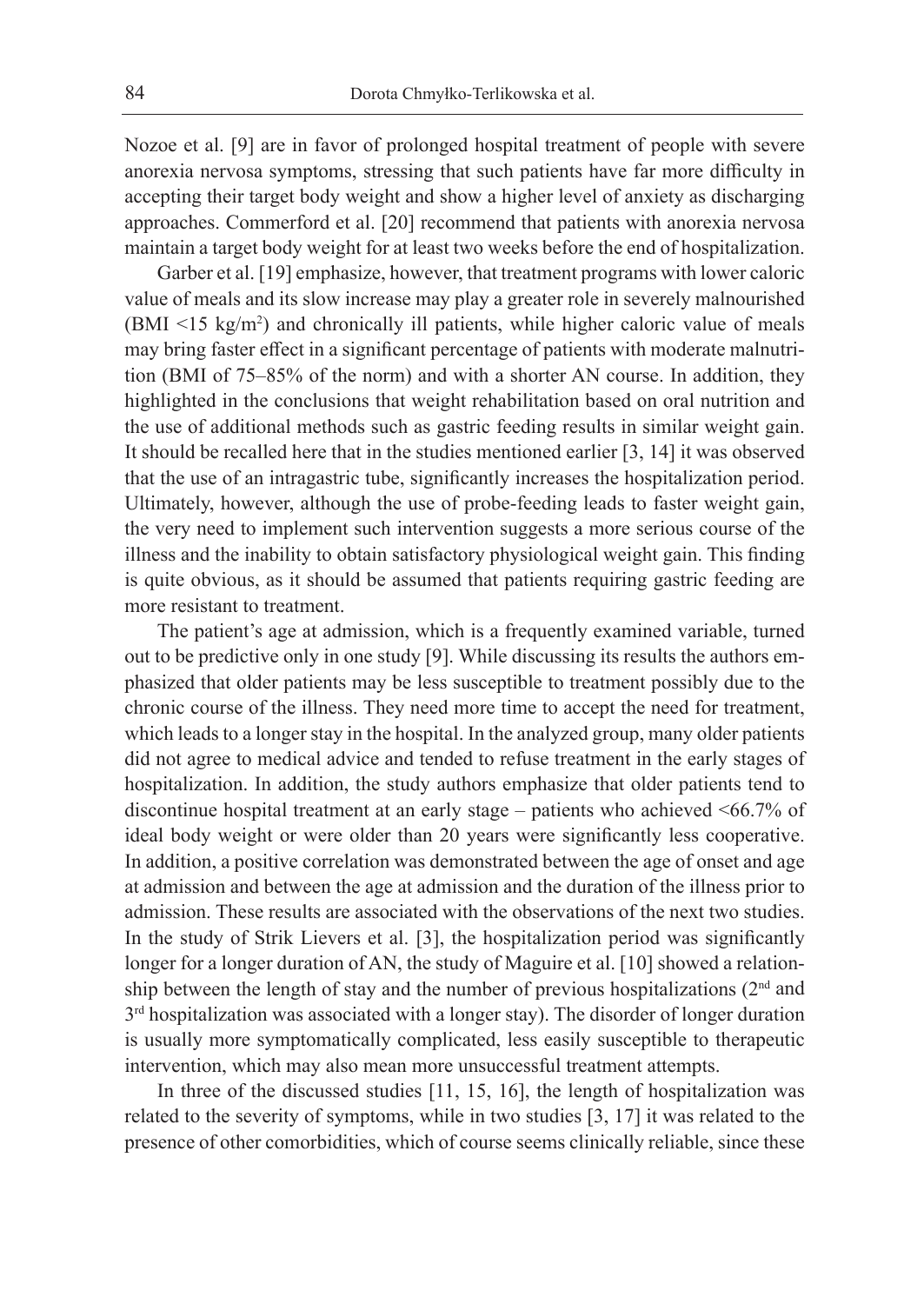Nozoe et al. [9] are in favor of prolonged hospital treatment of people with severe anorexia nervosa symptoms, stressing that such patients have far more difficulty in accepting their target body weight and show a higher level of anxiety as discharging approaches. Commerford et al. [20] recommend that patients with anorexia nervosa maintain a target body weight for at least two weeks before the end of hospitalization.

Garber et al. [19] emphasize, however, that treatment programs with lower caloric value of meals and its slow increase may play a greater role in severely malnourished (BMI <15 kg/m$^2$) and chronically ill patients, while higher caloric value of meals may bring faster effect in a significant percentage of patients with moderate malnutrition (BMI of 75–85% of the norm) and with a shorter AN course. In addition, they highlighted in the conclusions that weight rehabilitation based on oral nutrition and the use of additional methods such as gastric feeding results in similar weight gain. It should be recalled here that in the studies mentioned earlier [3, 14] it was observed that the use of an intragastric tube, significantly increases the hospitalization period. Ultimately, however, although the use of probe-feeding leads to faster weight gain, the very need to implement such intervention suggests a more serious course of the illness and the inability to obtain satisfactory physiological weight gain. This finding is quite obvious, as it should be assumed that patients requiring gastric feeding are more resistant to treatment.

The patient's age at admission, which is a frequently examined variable, turned out to be predictive only in one study [9]. While discussing its results the authors emphasized that older patients may be less susceptible to treatment possibly due to the chronic course of the illness. They need more time to accept the need for treatment, which leads to a longer stay in the hospital. In the analyzed group, many older patients did not agree to medical advice and tended to refuse treatment in the early stages of hospitalization. In addition, the study authors emphasize that older patients tend to discontinue hospital treatment at an early stage – patients who achieved <66.7% of ideal body weight or were older than 20 years were significantly less cooperative. In addition, a positive correlation was demonstrated between the age of onset and age at admission and between the age at admission and the duration of the illness prior to admission. These results are associated with the observations of the next two studies. In the study of Strik Lievers et al. [3], the hospitalization period was significantly longer for a longer duration of AN, the study of Maguire et al. [10] showed a relationship between the length of stay and the number of previous hospitalizations (2$^{nd}$ and 3$^{rd}$ hospitalization was associated with a longer stay). The disorder of longer duration is usually more symptomatically complicated, less easily susceptible to therapeutic intervention, which may also mean more unsuccessful treatment attempts.

In three of the discussed studies [11, 15, 16], the length of hospitalization was related to the severity of symptoms, while in two studies [3, 17] it was related to the presence of other comorbidities, which of course seems clinically reliable, since these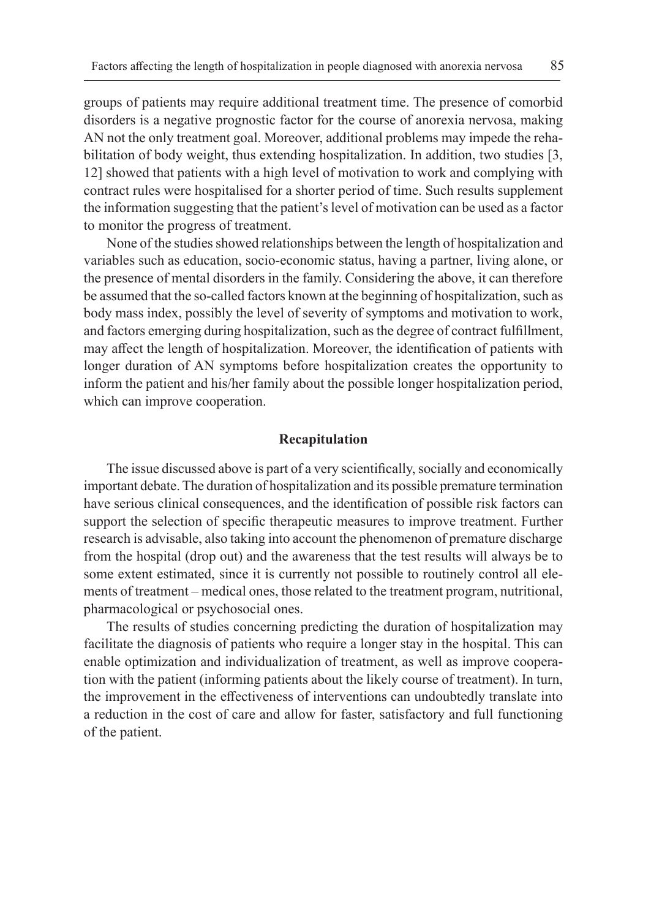groups of patients may require additional treatment time. The presence of comorbid disorders is a negative prognostic factor for the course of anorexia nervosa, making AN not the only treatment goal. Moreover, additional problems may impede the rehabilitation of body weight, thus extending hospitalization. In addition, two studies [3, 12] showed that patients with a high level of motivation to work and complying with contract rules were hospitalised for a shorter period of time. Such results supplement the information suggesting that the patient's level of motivation can be used as a factor to monitor the progress of treatment.

None of the studies showed relationships between the length of hospitalization and variables such as education, socio-economic status, having a partner, living alone, or the presence of mental disorders in the family. Considering the above, it can therefore be assumed that the so-called factors known at the beginning of hospitalization, such as body mass index, possibly the level of severity of symptoms and motivation to work, and factors emerging during hospitalization, such as the degree of contract fulfillment, may affect the length of hospitalization. Moreover, the identification of patients with longer duration of AN symptoms before hospitalization creates the opportunity to inform the patient and his/her family about the possible longer hospitalization period, which can improve cooperation.

## Recapitulation

The issue discussed above is part of a very scientifically, socially and economically important debate. The duration of hospitalization and its possible premature termination have serious clinical consequences, and the identification of possible risk factors can support the selection of specific therapeutic measures to improve treatment. Further research is advisable, also taking into account the phenomenon of premature discharge from the hospital (drop out) and the awareness that the test results will always be to some extent estimated, since it is currently not possible to routinely control all elements of treatment – medical ones, those related to the treatment program, nutritional, pharmacological or psychosocial ones.

The results of studies concerning predicting the duration of hospitalization may facilitate the diagnosis of patients who require a longer stay in the hospital. This can enable optimization and individualization of treatment, as well as improve cooperation with the patient (informing patients about the likely course of treatment). In turn, the improvement in the effectiveness of interventions can undoubtedly translate into a reduction in the cost of care and allow for faster, satisfactory and full functioning of the patient.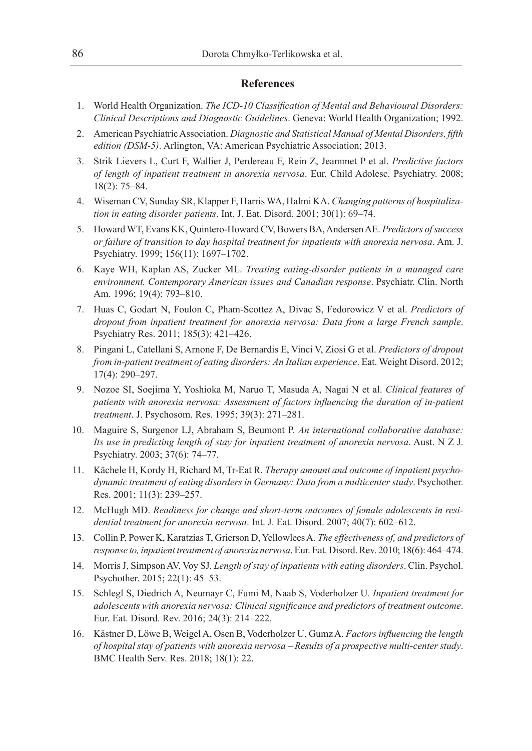## References

1. World Health Organization. *The ICD-10 Classification of Mental and Behavioural Disorders: Clinical Descriptions and Diagnostic Guidelines*. Geneva: World Health Organization; 1992.
2. American Psychiatric Association. *Diagnostic and Statistical Manual of Mental Disorders, fifth edition (DSM-5)*. Arlington, VA: American Psychiatric Association; 2013.
3. Strik Lievers L, Curt F, Wallier J, Perdereau F, Rein Z, Jeammet P et al. *Predictive factors of length of inpatient treatment in anorexia nervosa*. Eur. Child Adolesc. Psychiatry. 2008; 18(2): 75–84.
4. Wiseman CV, Sunday SR, Klapper F, Harris WA, Halmi KA. *Changing patterns of hospitalization in eating disorder patients*. Int. J. Eat. Disord. 2001; 30(1): 69–74.
5. Howard WT, Evans KK, Quintero-Howard CV, Bowers BA, Andersen AE. *Predictors of success or failure of transition to day hospital treatment for inpatients with anorexia nervosa*. Am. J. Psychiatry. 1999; 156(11): 1697–1702.
6. Kaye WH, Kaplan AS, Zucker ML. *Treating eating-disorder patients in a managed care environment. Contemporary American issues and Canadian response*. Psychiatr. Clin. North Am. 1996; 19(4): 793–810.
7. Huas C, Godart N, Foulon C, Pham-Scottez A, Divac S, Fedorowicz V et al. *Predictors of dropout from inpatient treatment for anorexia nervosa: Data from a large French sample*. Psychiatry Res. 2011; 185(3): 421–426.
8. Pingani L, Catellani S, Arnone F, De Bernardis E, Vinci V, Ziosi G et al. *Predictors of dropout from in-patient treatment of eating disorders: An Italian experience*. Eat. Weight Disord. 2012; 17(4): 290–297.
9. Nozoe SI, Soejima Y, Yoshioka M, Naruo T, Masuda A, Nagai N et al. *Clinical features of patients with anorexia nervosa: Assessment of factors influencing the duration of in-patient treatment*. J. Psychosom. Res. 1995; 39(3): 271–281.
10. Maguire S, Surgenor LJ, Abraham S, Beumont P. *An international collaborative database: Its use in predicting length of stay for inpatient treatment of anorexia nervosa*. Aust. N Z J. Psychiatry. 2003; 37(6): 74–77.
11. Kächele H, Kordy H, Richard M, Tr-Eat R. *Therapy amount and outcome of inpatient psychodynamic treatment of eating disorders in Germany: Data from a multicenter study*. Psychother. Res. 2001; 11(3): 239–257.
12. McHugh MD. *Readiness for change and short-term outcomes of female adolescents in residential treatment for anorexia nervosa*. Int. J. Eat. Disord. 2007; 40(7): 602–612.
13. Collin P, Power K, Karatzias T, Grierson D, Yellowlees A. *The effectiveness of, and predictors of response to, inpatient treatment of anorexia nervosa*. Eur. Eat. Disord. Rev. 2010; 18(6): 464–474.
14. Morris J, Simpson AV, Voy SJ. *Length of stay of inpatients with eating disorders*. Clin. Psychol. Psychother. 2015; 22(1): 45–53.
15. Schlegl S, Diedrich A, Neumayr C, Fumi M, Naab S, Voderholzer U. *Inpatient treatment for adolescents with anorexia nervosa: Clinical significance and predictors of treatment outcome*. Eur. Eat. Disord. Rev. 2016; 24(3): 214–222.
16. Kästner D, Löwe B, Weigel A, Osen B, Voderholzer U, Gumz A. *Factors influencing the length of hospital stay of patients with anorexia nervosa – Results of a prospective multi-center study*. BMC Health Serv. Res. 2018; 18(1): 22.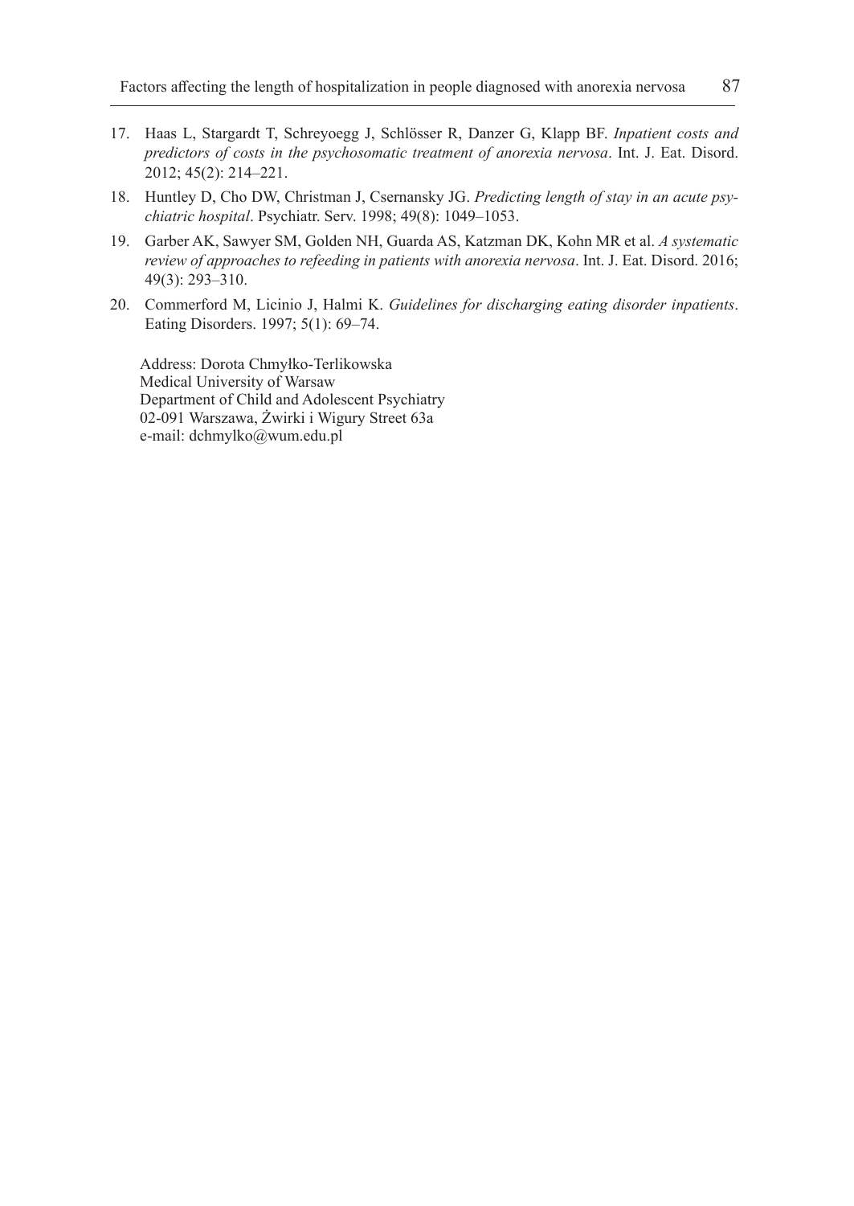17. Haas L, Stargardt T, Schreyoegg J, Schlösser R, Danzer G, Klapp BF. *Inpatient costs and predictors of costs in the psychosomatic treatment of anorexia nervosa*. Int. J. Eat. Disord. 2012; 45(2): 214–221.
18. Huntley D, Cho DW, Christman J, Csernansky JG. *Predicting length of stay in an acute psychiatric hospital*. Psychiatr. Serv. 1998; 49(8): 1049–1053.
19. Garber AK, Sawyer SM, Golden NH, Guarda AS, Katzman DK, Kohn MR et al. *A systematic review of approaches to refeeding in patients with anorexia nervosa*. Int. J. Eat. Disord. 2016; 49(3): 293–310.
20. Commerford M, Licinio J, Halmi K. *Guidelines for discharging eating disorder inpatients*. Eating Disorders. 1997; 5(1): 69–74.

Address: Dorota Chmyłko-Terlikowska
Medical University of Warsaw
Department of Child and Adolescent Psychiatry
02-091 Warszawa, Żwirki i Wigury Street 63a
e-mail: dchmylko@wum.edu.pl